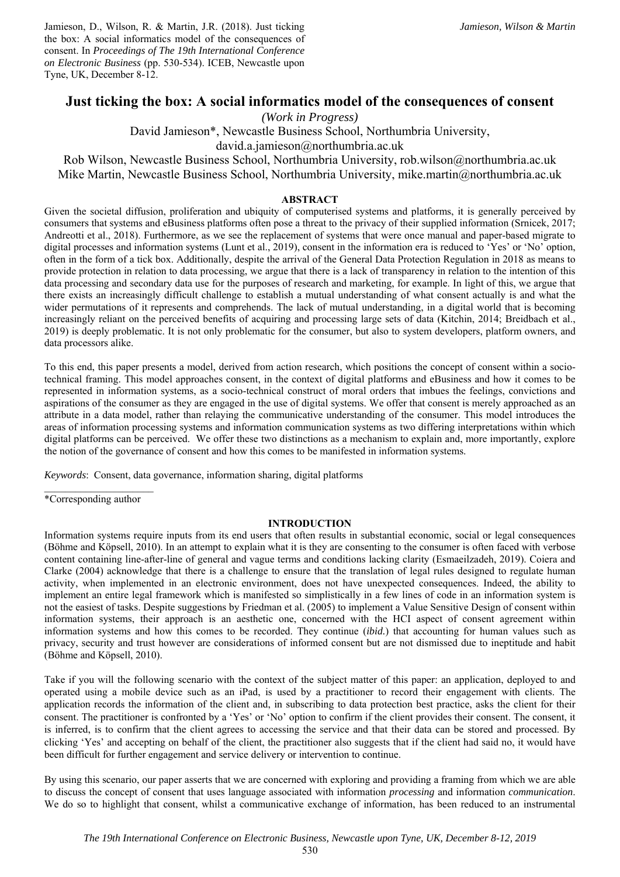Jamieson, D., Wilson, R. & Martin, J.R. (2018). Just ticking the box: A social informatics model of the consequences of consent. In *Proceedings of The 19th International Conference on Electronic Business* (pp. 530-534). ICEB, Newcastle upon Tyne, UK, December 8-12.

# Just ticking the box: A social informatics model of the consequences of consent

*(Work in Progress)*

David Jamieson*, Newcastle Business School, Northumbria University, david.a.jamieson@northumbria.ac.uk

Rob Wilson, Newcastle Business School, Northumbria University, rob.wilson@northumbria.ac.uk

Mike Martin, Newcastle Business School, Northumbria University, mike.martin@northumbria.ac.uk

## ABSTRACT

Given the societal diffusion, proliferation and ubiquity of computerised systems and platforms, it is generally perceived by consumers that systems and eBusiness platforms often pose a threat to the privacy of their supplied information (Srnicek, 2017; Andreotti et al., 2018). Furthermore, as we see the replacement of systems that were once manual and paper-based migrate to digital processes and information systems (Lunt et al., 2019), consent in the information era is reduced to 'Yes' or 'No' option, often in the form of a tick box. Additionally, despite the arrival of the General Data Protection Regulation in 2018 as means to provide protection in relation to data processing, we argue that there is a lack of transparency in relation to the intention of this data processing and secondary data use for the purposes of research and marketing, for example. In light of this, we argue that there exists an increasingly difficult challenge to establish a mutual understanding of what consent actually is and what the wider permutations of it represents and comprehends. The lack of mutual understanding, in a digital world that is becoming increasingly reliant on the perceived benefits of acquiring and processing large sets of data (Kitchin, 2014; Breidbach et al., 2019) is deeply problematic. It is not only problematic for the consumer, but also to system developers, platform owners, and data processors alike.

To this end, this paper presents a model, derived from action research, which positions the concept of consent within a socio-technical framing. This model approaches consent, in the context of digital platforms and eBusiness and how it comes to be represented in information systems, as a socio-technical construct of moral orders that imbues the feelings, convictions and aspirations of the consumer as they are engaged in the use of digital systems. We offer that consent is merely approached as an attribute in a data model, rather than relaying the communicative understanding of the consumer. This model introduces the areas of information processing systems and information communication systems as two differing interpretations within which digital platforms can be perceived. We offer these two distinctions as a mechanism to explain and, more importantly, explore the notion of the governance of consent and how this comes to be manifested in information systems.

*Keywords*: Consent, data governance, information sharing, digital platforms

*Corresponding author

## INTRODUCTION

Information systems require inputs from its end users that often results in substantial economic, social or legal consequences (Böhme and Köpsell, 2010). In an attempt to explain what it is they are consenting to the consumer is often faced with verbose content containing line-after-line of general and vague terms and conditions lacking clarity (Esmaeilzadeh, 2019). Coiera and Clarke (2004) acknowledge that there is a challenge to ensure that the translation of legal rules designed to regulate human activity, when implemented in an electronic environment, does not have unexpected consequences. Indeed, the ability to implement an entire legal framework which is manifested so simplistically in a few lines of code in an information system is not the easiest of tasks. Despite suggestions by Friedman et al. (2005) to implement a Value Sensitive Design of consent within information systems, their approach is an aesthetic one, concerned with the HCI aspect of consent agreement within information systems and how this comes to be recorded. They continue (*ibid.*) that accounting for human values such as privacy, security and trust however are considerations of informed consent but are not dismissed due to ineptitude and habit (Böhme and Köpsell, 2010).

Take if you will the following scenario with the context of the subject matter of this paper: an application, deployed to and operated using a mobile device such as an iPad, is used by a practitioner to record their engagement with clients. The application records the information of the client and, in subscribing to data protection best practice, asks the client for their consent. The practitioner is confronted by a 'Yes' or 'No' option to confirm if the client provides their consent. The consent, it is inferred, is to confirm that the client agrees to accessing the service and that their data can be stored and processed. By clicking 'Yes' and accepting on behalf of the client, the practitioner also suggests that if the client had said no, it would have been difficult for further engagement and service delivery or intervention to continue.

By using this scenario, our paper asserts that we are concerned with exploring and providing a framing from which we are able to discuss the concept of consent that uses language associated with information *processing* and information *communication*. We do so to highlight that consent, whilst a communicative exchange of information, has been reduced to an instrumental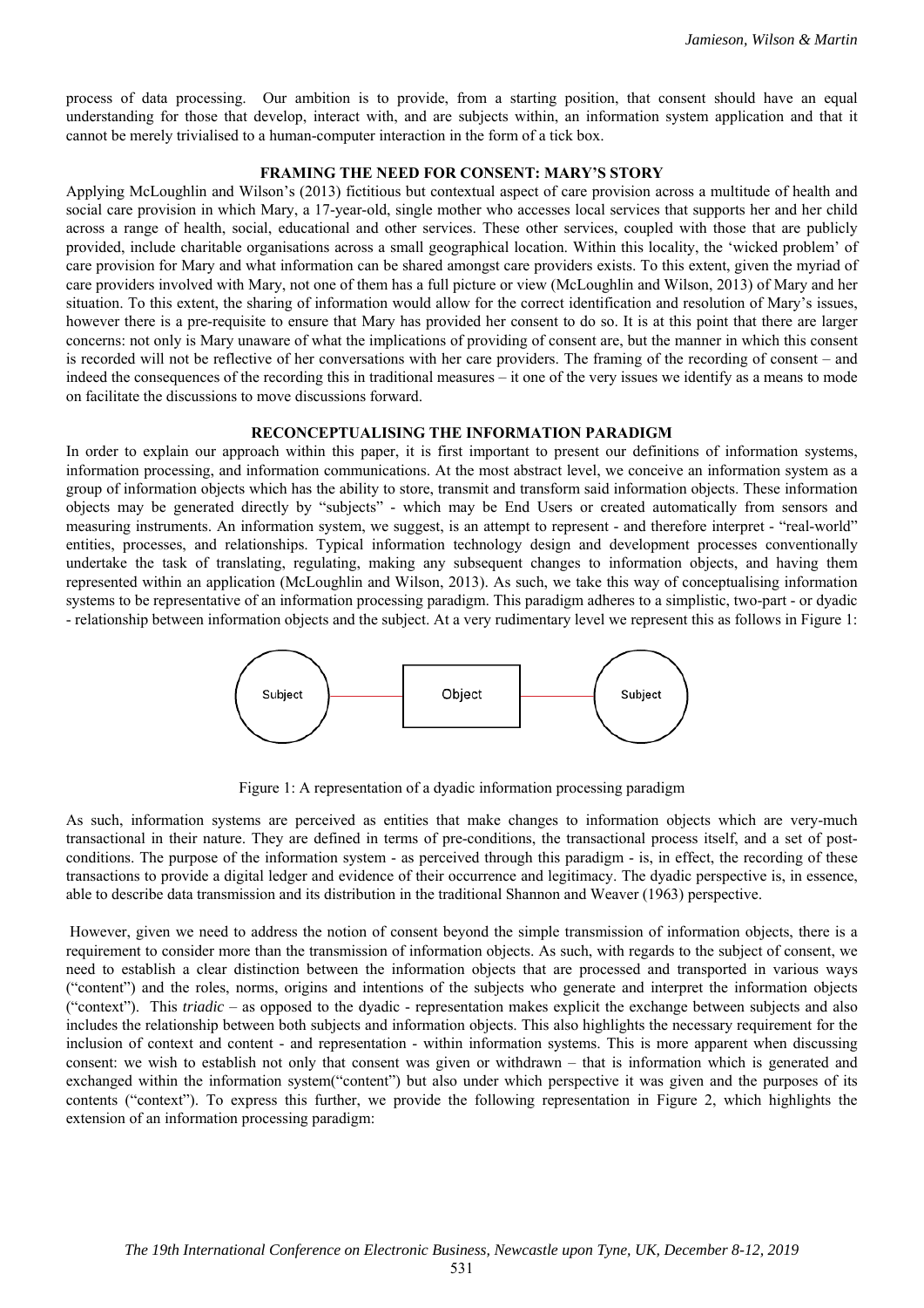process of data processing. Our ambition is to provide, from a starting position, that consent should have an equal understanding for those that develop, interact with, and are subjects within, an information system application and that it cannot be merely trivialised to a human-computer interaction in the form of a tick box.

## FRAMING THE NEED FOR CONSENT: MARY'S STORY

Applying McLoughlin and Wilson's (2013) fictitious but contextual aspect of care provision across a multitude of health and social care provision in which Mary, a 17-year-old, single mother who accesses local services that supports her and her child across a range of health, social, educational and other services. These other services, coupled with those that are publicly provided, include charitable organisations across a small geographical location. Within this locality, the 'wicked problem' of care provision for Mary and what information can be shared amongst care providers exists. To this extent, given the myriad of care providers involved with Mary, not one of them has a full picture or view (McLoughlin and Wilson, 2013) of Mary and her situation. To this extent, the sharing of information would allow for the correct identification and resolution of Mary's issues, however there is a pre-requisite to ensure that Mary has provided her consent to do so. It is at this point that there are larger concerns: not only is Mary unaware of what the implications of providing of consent are, but the manner in which this consent is recorded will not be reflective of her conversations with her care providers. The framing of the recording of consent – and indeed the consequences of the recording this in traditional measures – it one of the very issues we identify as a means to mode on facilitate the discussions to move discussions forward.

## RECONCEPTUALISING THE INFORMATION PARADIGM

In order to explain our approach within this paper, it is first important to present our definitions of information systems, information processing, and information communications. At the most abstract level, we conceive an information system as a group of information objects which has the ability to store, transmit and transform said information objects. These information objects may be generated directly by "subjects" - which may be End Users or created automatically from sensors and measuring instruments. An information system, we suggest, is an attempt to represent - and therefore interpret - "real-world" entities, processes, and relationships. Typical information technology design and development processes conventionally undertake the task of translating, regulating, making any subsequent changes to information objects, and having them represented within an application (McLoughlin and Wilson, 2013). As such, we take this way of conceptualising information systems to be representative of an information processing paradigm. This paradigm adheres to a simplistic, two-part - or dyadic - relationship between information objects and the subject. At a very rudimentary level we represent this as follows in Figure 1:

Subject — Object — Subject

Figure 1: A representation of a dyadic information processing paradigm

As such, information systems are perceived as entities that make changes to information objects which are very-much transactional in their nature. They are defined in terms of pre-conditions, the transactional process itself, and a set of post-conditions. The purpose of the information system - as perceived through this paradigm - is, in effect, the recording of these transactions to provide a digital ledger and evidence of their occurrence and legitimacy. The dyadic perspective is, in essence, able to describe data transmission and its distribution in the traditional Shannon and Weaver (1963) perspective.

However, given we need to address the notion of consent beyond the simple transmission of information objects, there is a requirement to consider more than the transmission of information objects. As such, with regards to the subject of consent, we need to establish a clear distinction between the information objects that are processed and transported in various ways ("content") and the roles, norms, origins and intentions of the subjects who generate and interpret the information objects ("context"). This *triadic* – as opposed to the dyadic - representation makes explicit the exchange between subjects and also includes the relationship between both subjects and information objects. This also highlights the necessary requirement for the inclusion of context and content - and representation - within information systems. This is more apparent when discussing consent: we wish to establish not only that consent was given or withdrawn – that is information which is generated and exchanged within the information system("content") but also under which perspective it was given and the purposes of its contents ("context"). To express this further, we provide the following representation in Figure 2, which highlights the extension of an information processing paradigm: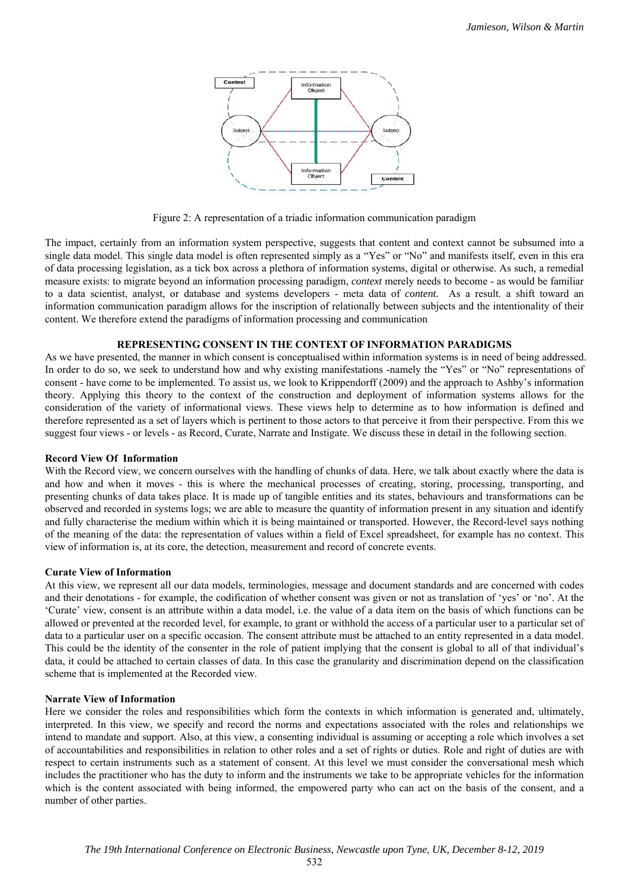Figure 2: A representation of a triadic information communication paradigm

The impact, certainly from an information system perspective, suggests that content and context cannot be subsumed into a single data model. This single data model is often represented simply as a "Yes" or "No" and manifests itself, even in this era of data processing legislation, as a tick box across a plethora of information systems, digital or otherwise. As such, a remedial measure exists: to migrate beyond an information processing paradigm, *context* merely needs to become - as would be familiar to a data scientist, analyst, or database and systems developers - meta data of *content.* As a result. a shift toward an information communication paradigm allows for the inscription of relationally between subjects and the intentionality of their content. We therefore extend the paradigms of information processing and communication

## REPRESENTING CONSENT IN THE CONTEXT OF INFORMATION PARADIGMS

As we have presented, the manner in which consent is conceptualised within information systems is in need of being addressed. In order to do so, we seek to understand how and why existing manifestations -namely the "Yes" or "No" representations of consent - have come to be implemented. To assist us, we look to Krippendorff (2009) and the approach to Ashby's information theory. Applying this theory to the context of the construction and deployment of information systems allows for the consideration of the variety of informational views. These views help to determine as to how information is defined and therefore represented as a set of layers which is pertinent to those actors to that perceive it from their perspective. From this we suggest four views - or levels - as Record, Curate, Narrate and Instigate. We discuss these in detail in the following section.

### Record View Of Information

With the Record view, we concern ourselves with the handling of chunks of data. Here, we talk about exactly where the data is and how and when it moves - this is where the mechanical processes of creating, storing, processing, transporting, and presenting chunks of data takes place. It is made up of tangible entities and its states, behaviours and transformations can be observed and recorded in systems logs; we are able to measure the quantity of information present in any situation and identify and fully characterise the medium within which it is being maintained or transported. However, the Record-level says nothing of the meaning of the data: the representation of values within a field of Excel spreadsheet, for example has no context. This view of information is, at its core, the detection, measurement and record of concrete events.

### Curate View of Information

At this view, we represent all our data models, terminologies, message and document standards and are concerned with codes and their denotations - for example, the codification of whether consent was given or not as translation of 'yes' or 'no'. At the 'Curate' view, consent is an attribute within a data model, i.e. the value of a data item on the basis of which functions can be allowed or prevented at the recorded level, for example, to grant or withhold the access of a particular user to a particular set of data to a particular user on a specific occasion. The consent attribute must be attached to an entity represented in a data model. This could be the identity of the consenter in the role of patient implying that the consent is global to all of that individual's data, it could be attached to certain classes of data. In this case the granularity and discrimination depend on the classification scheme that is implemented at the Recorded view.

### Narrate View of Information

Here we consider the roles and responsibilities which form the contexts in which information is generated and, ultimately, interpreted. In this view, we specify and record the norms and expectations associated with the roles and relationships we intend to mandate and support. Also, at this view, a consenting individual is assuming or accepting a role which involves a set of accountabilities and responsibilities in relation to other roles and a set of rights or duties. Role and right of duties are with respect to certain instruments such as a statement of consent. At this level we must consider the conversational mesh which includes the practitioner who has the duty to inform and the instruments we take to be appropriate vehicles for the information which is the content associated with being informed, the empowered party who can act on the basis of the consent, and a number of other parties.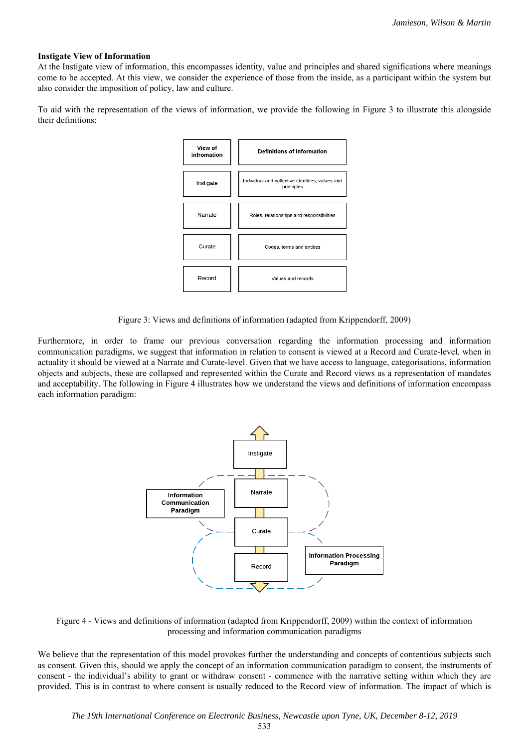**Instigate View of Information**

At the Instigate view of information, this encompasses identity, value and principles and shared significations where meanings come to be accepted. At this view, we consider the experience of those from the inside, as a participant within the system but also consider the imposition of policy, law and culture.

To aid with the representation of the views of information, we provide the following in Figure 3 to illustrate this alongside their definitions:

| View of infromation | Definitions of information |
|---|---|
| Instigate | Individual and collective identities, values and principles |
| Narrate | Roles, relationships and responsibilities |
| Curate | Codes, terms and entities |
| Record | Values and records |

Figure 3: Views and definitions of information (adapted from Krippendorff, 2009)

Furthermore, in order to frame our previous conversation regarding the information processing and information communication paradigms, we suggest that information in relation to consent is viewed at a Record and Curate-level, when in actuality it should be viewed at a Narrate and Curate-level. Given that we have access to language, categorisations, information objects and subjects, these are collapsed and represented within the Curate and Record views as a representation of mandates and acceptability. The following in Figure 4 illustrates how we understand the views and definitions of information encompass each information paradigm:

Figure 4 - Views and definitions of information (adapted from Krippendorff, 2009) within the context of information processing and information communication paradigms

We believe that the representation of this model provokes further the understanding and concepts of contentious subjects such as consent. Given this, should we apply the concept of an information communication paradigm to consent, the instruments of consent - the individual's ability to grant or withdraw consent - commence with the narrative setting within which they are provided. This is in contrast to where consent is usually reduced to the Record view of information. The impact of which is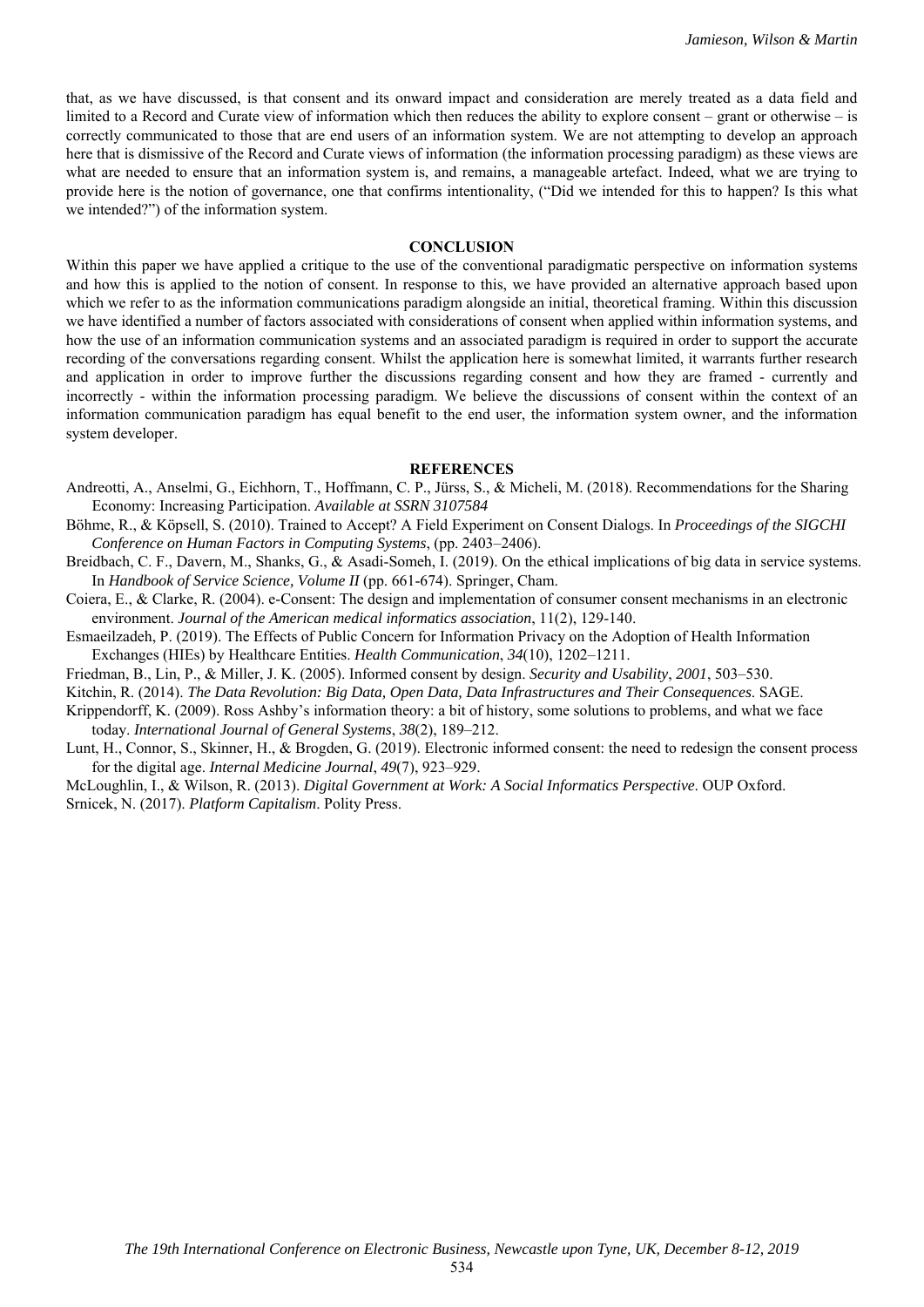that, as we have discussed, is that consent and its onward impact and consideration are merely treated as a data field and limited to a Record and Curate view of information which then reduces the ability to explore consent – grant or otherwise – is correctly communicated to those that are end users of an information system. We are not attempting to develop an approach here that is dismissive of the Record and Curate views of information (the information processing paradigm) as these views are what are needed to ensure that an information system is, and remains, a manageable artefact. Indeed, what we are trying to provide here is the notion of governance, one that confirms intentionality, ("Did we intended for this to happen? Is this what we intended?") of the information system.

## CONCLUSION

Within this paper we have applied a critique to the use of the conventional paradigmatic perspective on information systems and how this is applied to the notion of consent. In response to this, we have provided an alternative approach based upon which we refer to as the information communications paradigm alongside an initial, theoretical framing. Within this discussion we have identified a number of factors associated with considerations of consent when applied within information systems, and how the use of an information communication systems and an associated paradigm is required in order to support the accurate recording of the conversations regarding consent. Whilst the application here is somewhat limited, it warrants further research and application in order to improve further the discussions regarding consent and how they are framed - currently and incorrectly - within the information processing paradigm. We believe the discussions of consent within the context of an information communication paradigm has equal benefit to the end user, the information system owner, and the information system developer.

## REFERENCES

Andreotti, A., Anselmi, G., Eichhorn, T., Hoffmann, C. P., Jürss, S., & Micheli, M. (2018). Recommendations for the Sharing Economy: Increasing Participation. *Available at SSRN 3107584*

Böhme, R., & Köpsell, S. (2010). Trained to Accept? A Field Experiment on Consent Dialogs. In *Proceedings of the SIGCHI Conference on Human Factors in Computing Systems*, (pp. 2403–2406).

Breidbach, C. F., Davern, M., Shanks, G., & Asadi-Someh, I. (2019). On the ethical implications of big data in service systems. In *Handbook of Service Science, Volume II* (pp. 661-674). Springer, Cham.

Coiera, E., & Clarke, R. (2004). e-Consent: The design and implementation of consumer consent mechanisms in an electronic environment. *Journal of the American medical informatics association*, 11(2), 129-140.

Esmaeilzadeh, P. (2019). The Effects of Public Concern for Information Privacy on the Adoption of Health Information Exchanges (HIEs) by Healthcare Entities. *Health Communication*, *34*(10), 1202–1211.

Friedman, B., Lin, P., & Miller, J. K. (2005). Informed consent by design. *Security and Usability*, *2001*, 503–530.

Kitchin, R. (2014). *The Data Revolution: Big Data, Open Data, Data Infrastructures and Their Consequences*. SAGE.

Krippendorff, K. (2009). Ross Ashby's information theory: a bit of history, some solutions to problems, and what we face today. *International Journal of General Systems*, *38*(2), 189–212.

Lunt, H., Connor, S., Skinner, H., & Brogden, G. (2019). Electronic informed consent: the need to redesign the consent process for the digital age. *Internal Medicine Journal*, *49*(7), 923–929.

McLoughlin, I., & Wilson, R. (2013). *Digital Government at Work: A Social Informatics Perspective*. OUP Oxford.

Srnicek, N. (2017). *Platform Capitalism*. Polity Press.